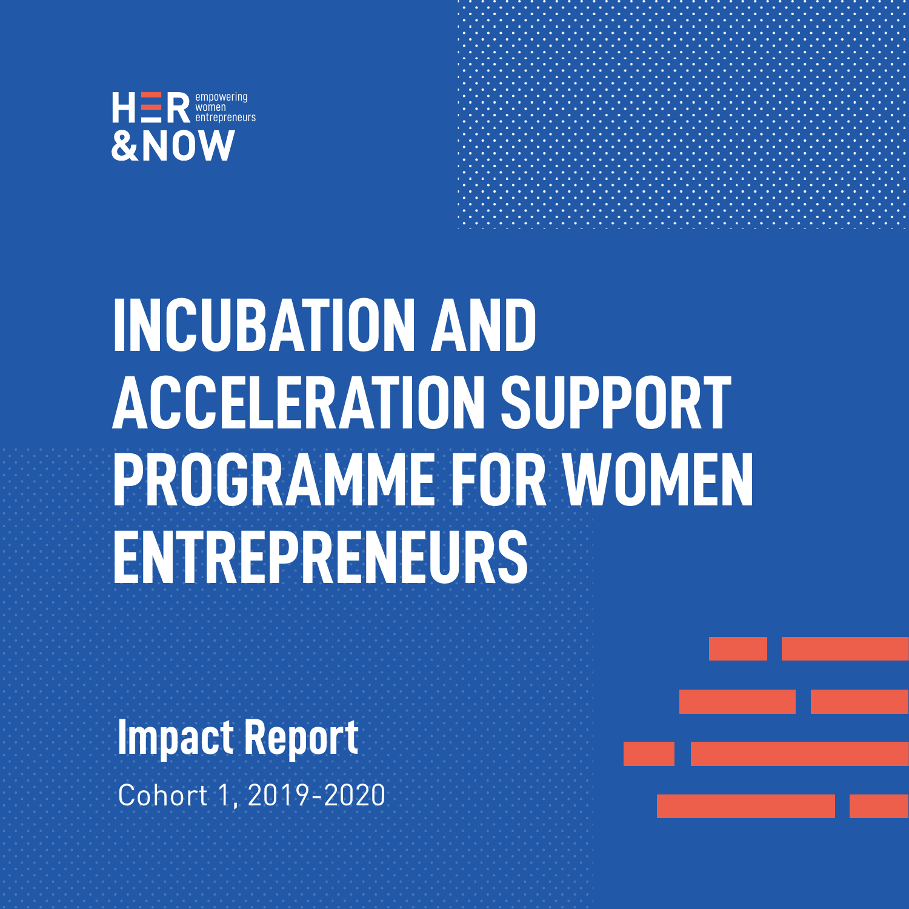HER &NOW
empowering women entrepreneurs

# INCUBATION AND ACCELERATION SUPPORT PROGRAMME FOR WOMEN ENTREPRENEURS

## Impact Report

Cohort 1, 2019-2020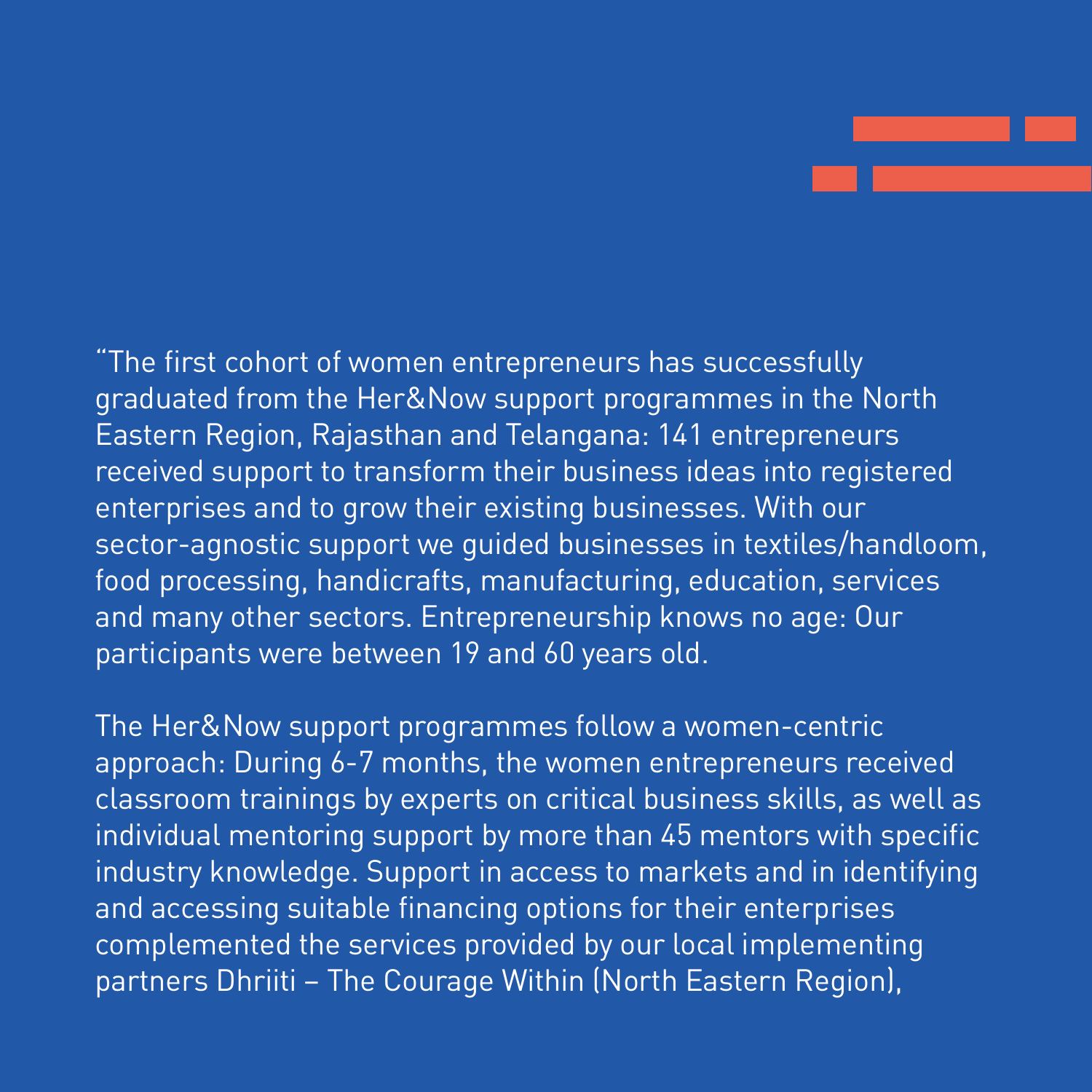"The first cohort of women entrepreneurs has successfully graduated from the Her&Now support programmes in the North Eastern Region, Rajasthan and Telangana: 141 entrepreneurs received support to transform their business ideas into registered enterprises and to grow their existing businesses. With our sector-agnostic support we guided businesses in textiles/handloom, food processing, handicrafts, manufacturing, education, services and many other sectors. Entrepreneurship knows no age: Our participants were between 19 and 60 years old.

The Her&Now support programmes follow a women-centric approach: During 6-7 months, the women entrepreneurs received classroom trainings by experts on critical business skills, as well as individual mentoring support by more than 45 mentors with specific industry knowledge. Support in access to markets and in identifying and accessing suitable financing options for their enterprises complemented the services provided by our local implementing partners Dhriiti – The Courage Within (North Eastern Region),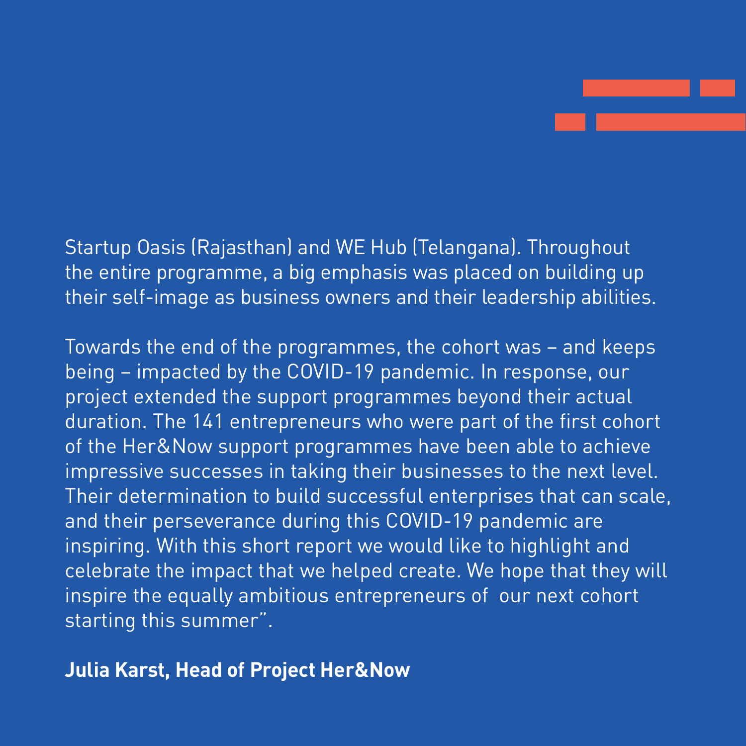Startup Oasis (Rajasthan) and WE Hub (Telangana). Throughout the entire programme, a big emphasis was placed on building up their self-image as business owners and their leadership abilities.

Towards the end of the programmes, the cohort was – and keeps being – impacted by the COVID-19 pandemic. In response, our project extended the support programmes beyond their actual duration. The 141 entrepreneurs who were part of the first cohort of the Her&Now support programmes have been able to achieve impressive successes in taking their businesses to the next level. Their determination to build successful enterprises that can scale, and their perseverance during this COVID-19 pandemic are inspiring. With this short report we would like to highlight and celebrate the impact that we helped create. We hope that they will inspire the equally ambitious entrepreneurs of our next cohort starting this summer".

**Julia Karst, Head of Project Her&Now**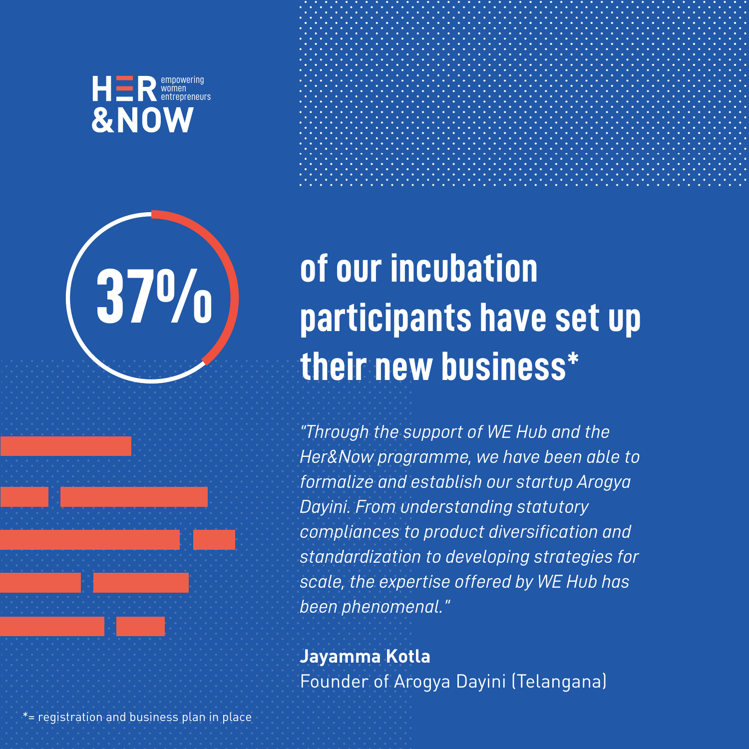HER &NOW empowering women entrepreneurs

# 37% of our incubation participants have set up their new business*

*"Through the support of WE Hub and the Her&Now programme, we have been able to formalize and establish our startup Arogya Dayini. From understanding statutory compliances to product diversification and standardization to developing strategies for scale, the expertise offered by WE Hub has been phenomenal."*

**Jayamma Kotla**
Founder of Arogya Dayini (Telangana)

*= registration and business plan in place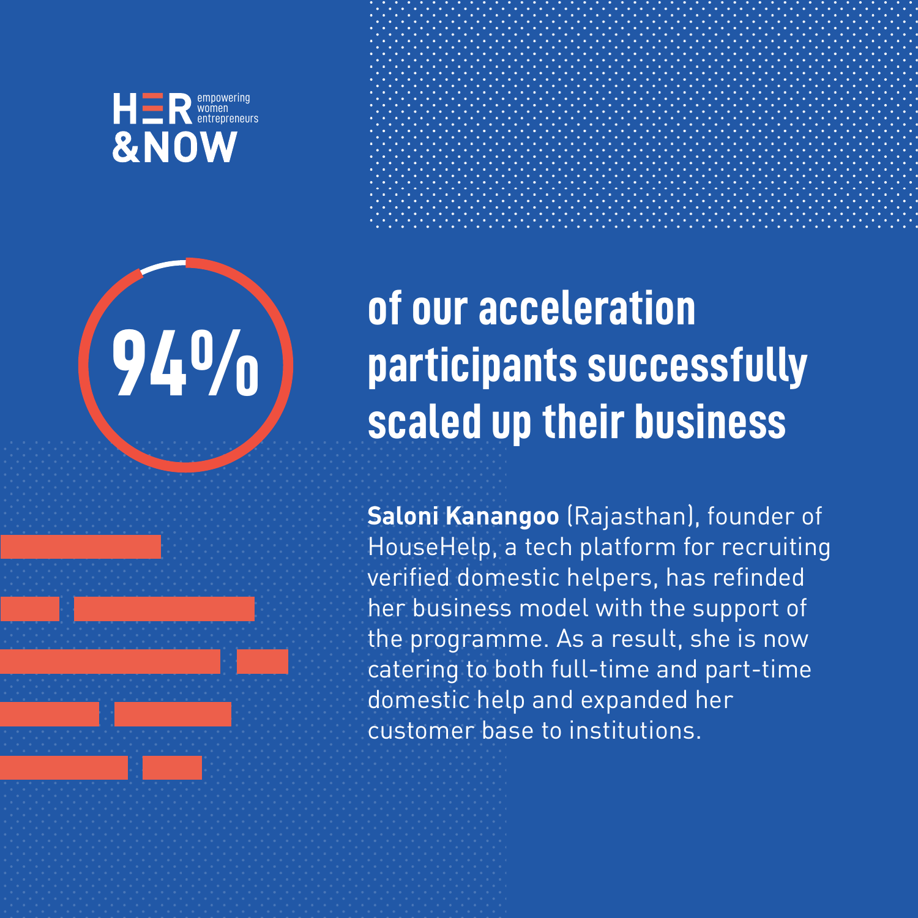HER &NOW empowering women entrepreneurs

# 94% of our acceleration participants successfully scaled up their business

**Saloni Kanangoo** (Rajasthan), founder of HouseHelp, a tech platform for recruiting verified domestic helpers, has refinded her business model with the support of the programme. As a result, she is now catering to both full-time and part-time domestic help and expanded her customer base to institutions.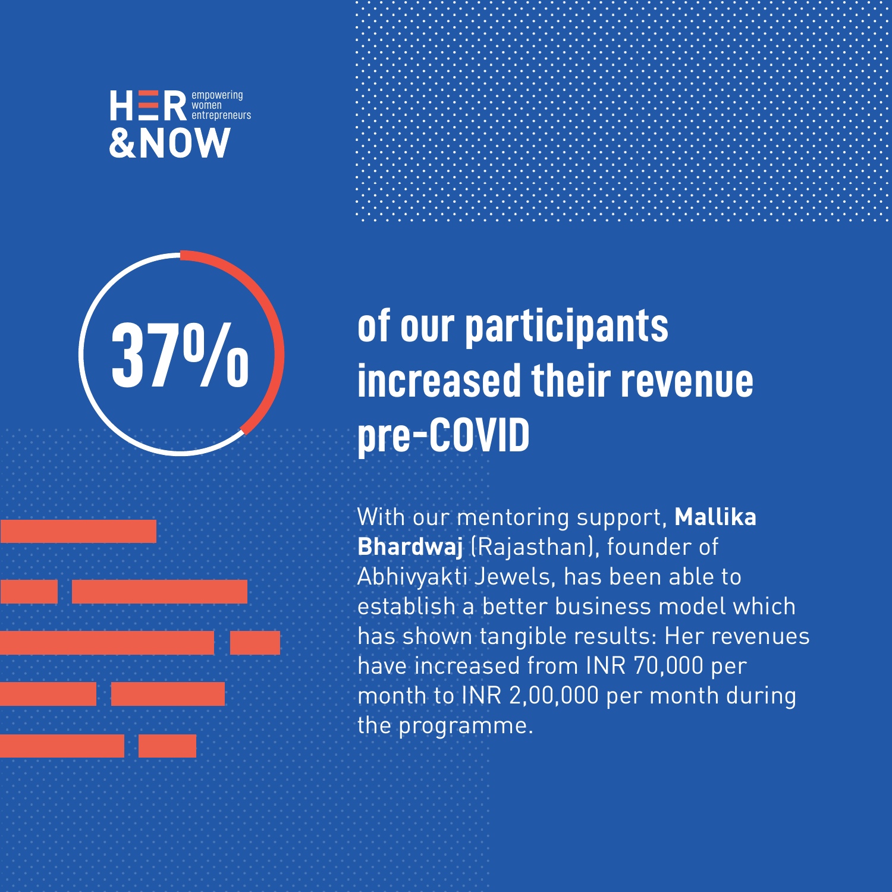HER &NOW empowering women entrepreneurs

# 37% of our participants increased their revenue pre-COVID

With our mentoring support, **Mallika Bhardwaj** (Rajasthan), founder of Abhivyakti Jewels, has been able to establish a better business model which has shown tangible results: Her revenues have increased from INR 70,000 per month to INR 2,00,000 per month during the programme.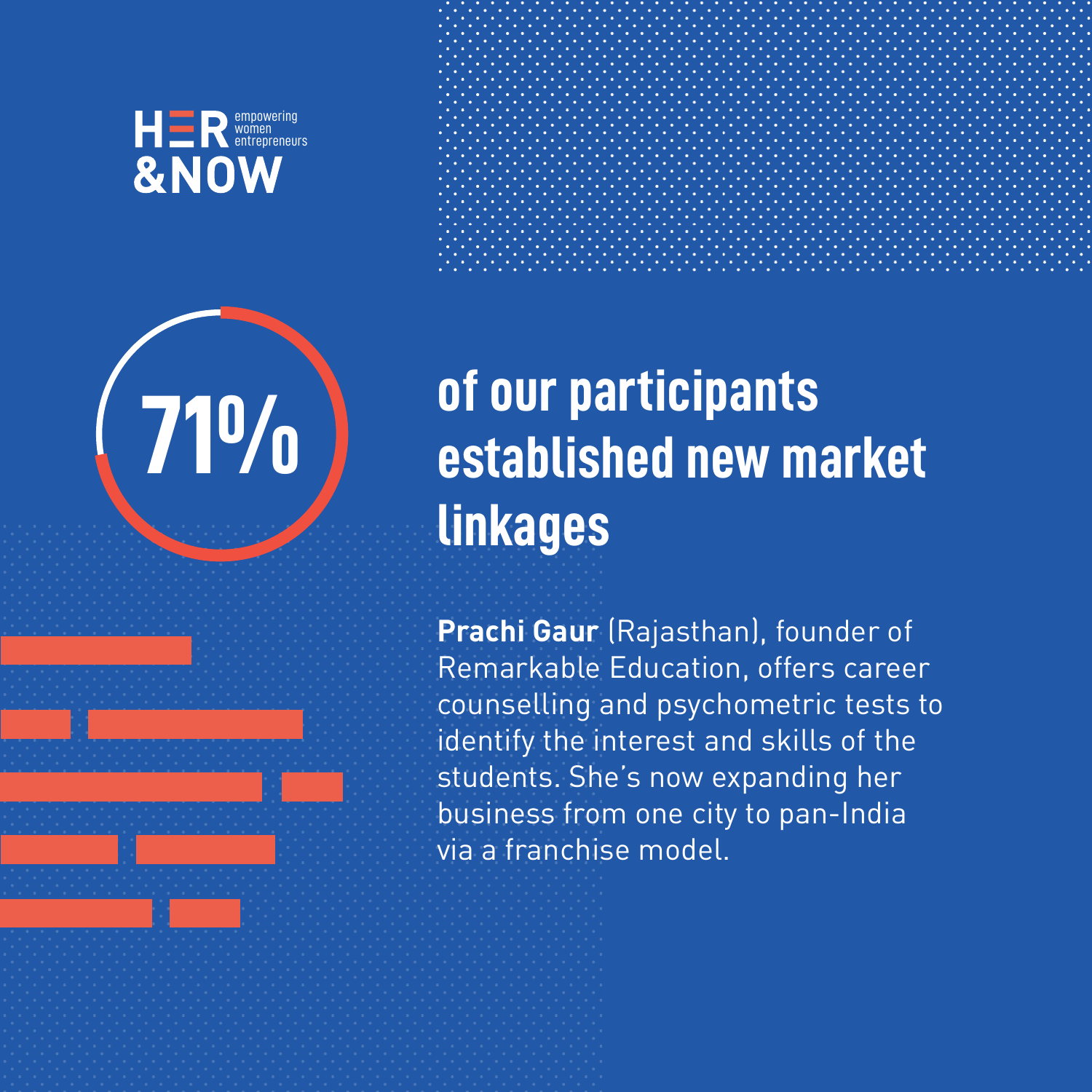HER &NOW empowering women entrepreneurs

# 71% of our participants established new market linkages

**Prachi Gaur** (Rajasthan), founder of Remarkable Education, offers career counselling and psychometric tests to identify the interest and skills of the students. She's now expanding her business from one city to pan-India via a franchise model.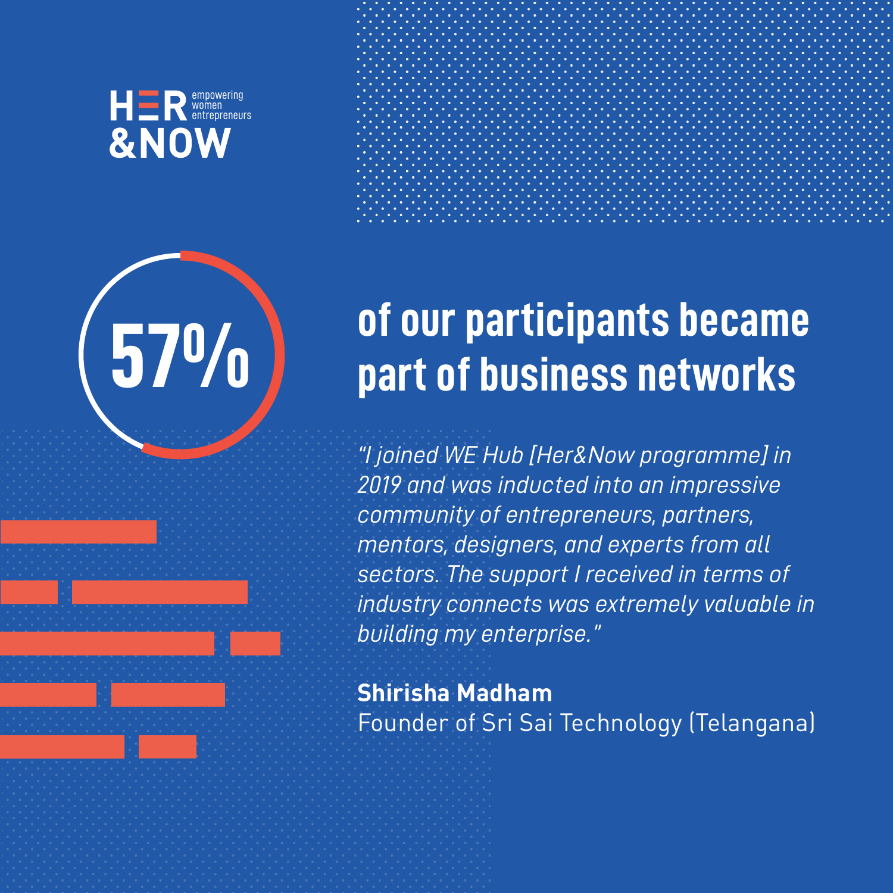HER &NOW empowering women entrepreneurs

# 57% of our participants became part of business networks

*"I joined WE Hub [Her&Now programme] in 2019 and was inducted into an impressive community of entrepreneurs, partners, mentors, designers, and experts from all sectors. The support I received in terms of industry connects was extremely valuable in building my enterprise."*

**Shirisha Madham**
Founder of Sri Sai Technology (Telangana)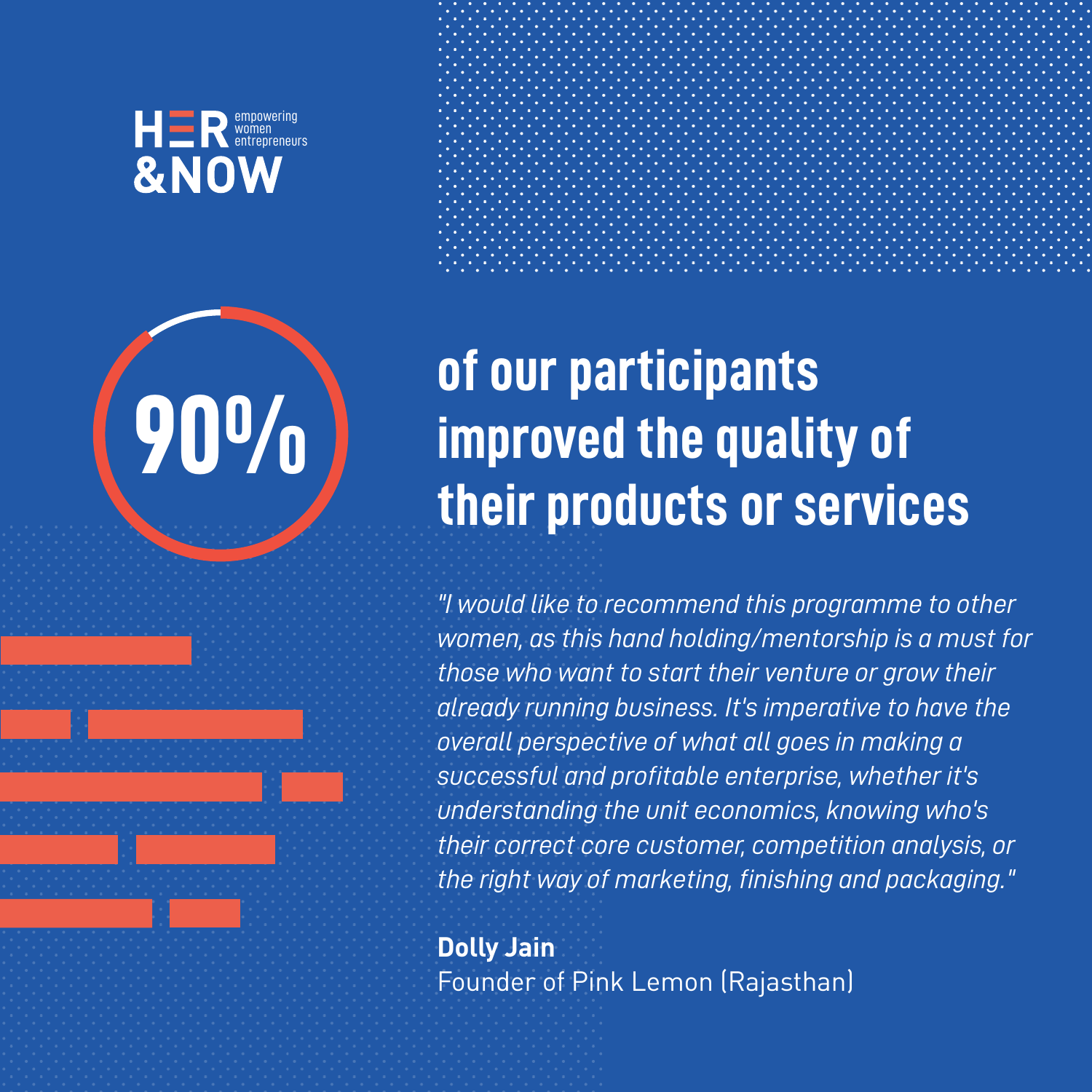HER &NOW empowering women entrepreneurs

# 90% of our participants improved the quality of their products or services

*"I would like to recommend this programme to other women, as this hand holding/mentorship is a must for those who want to start their venture or grow their already running business. It's imperative to have the overall perspective of what all goes in making a successful and profitable enterprise, whether it's understanding the unit economics, knowing who's their correct core customer, competition analysis, or the right way of marketing, finishing and packaging."*

**Dolly Jain**
Founder of Pink Lemon (Rajasthan)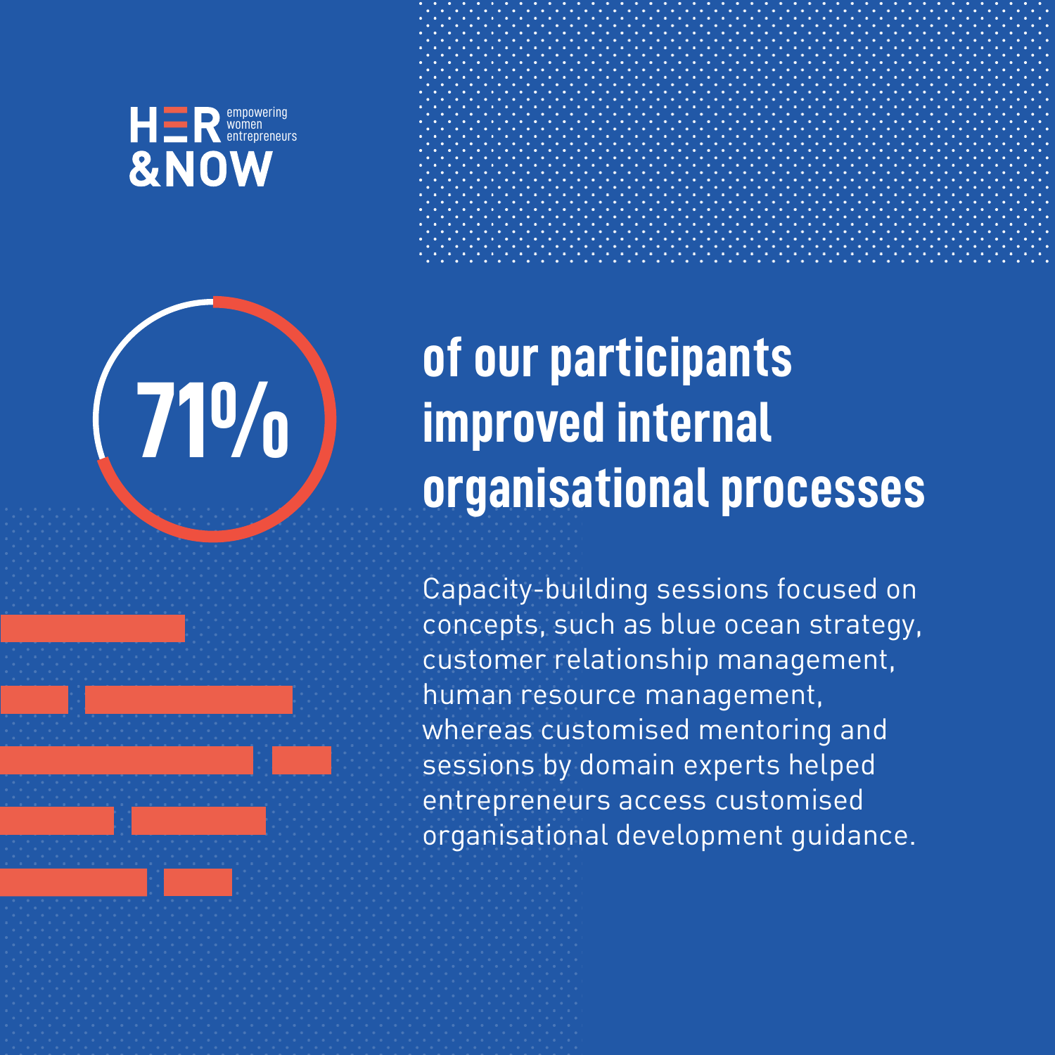HER &NOW empowering women entrepreneurs

# 71% of our participants improved internal organisational processes

Capacity-building sessions focused on concepts, such as blue ocean strategy, customer relationship management, human resource management, whereas customised mentoring and sessions by domain experts helped entrepreneurs access customised organisational development guidance.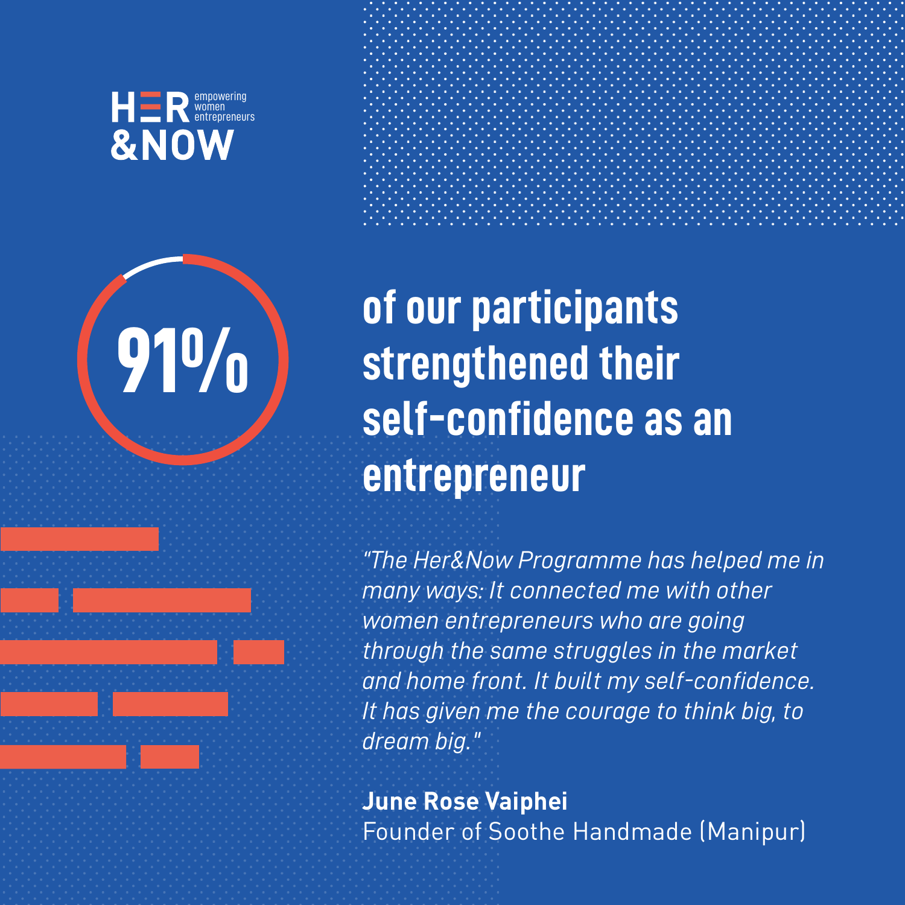HER &NOW empowering women entrepreneurs

# 91% of our participants strengthened their self-confidence as an entrepreneur

*"The Her&Now Programme has helped me in many ways: It connected me with other women entrepreneurs who are going through the same struggles in the market and home front. It built my self-confidence. It has given me the courage to think big, to dream big."*

**June Rose Vaiphei**
Founder of Soothe Handmade (Manipur)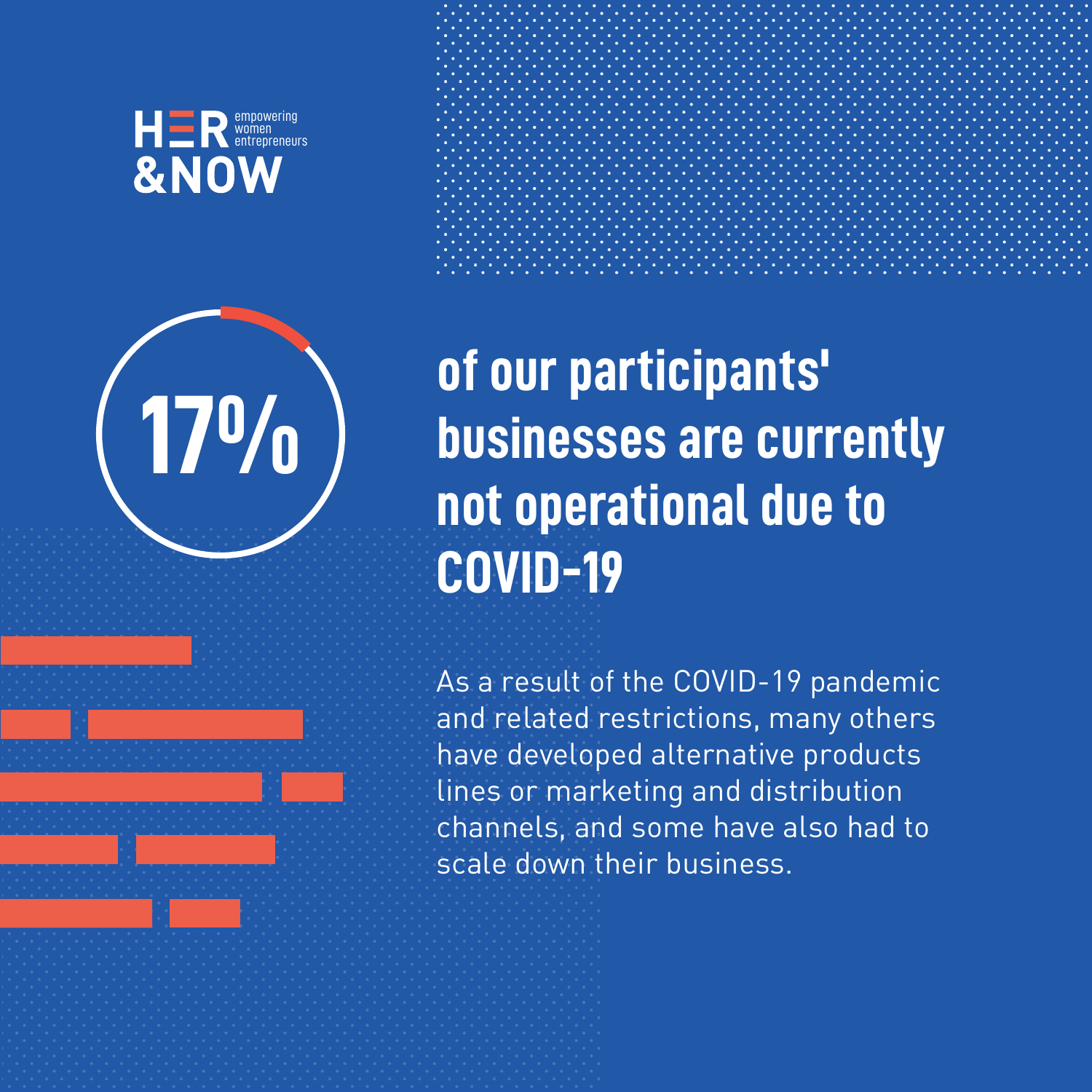HER &NOW empowering women entrepreneurs

# 17% of our participants' businesses are currently not operational due to COVID-19

As a result of the COVID-19 pandemic and related restrictions, many others have developed alternative products lines or marketing and distribution channels, and some have also had to scale down their business.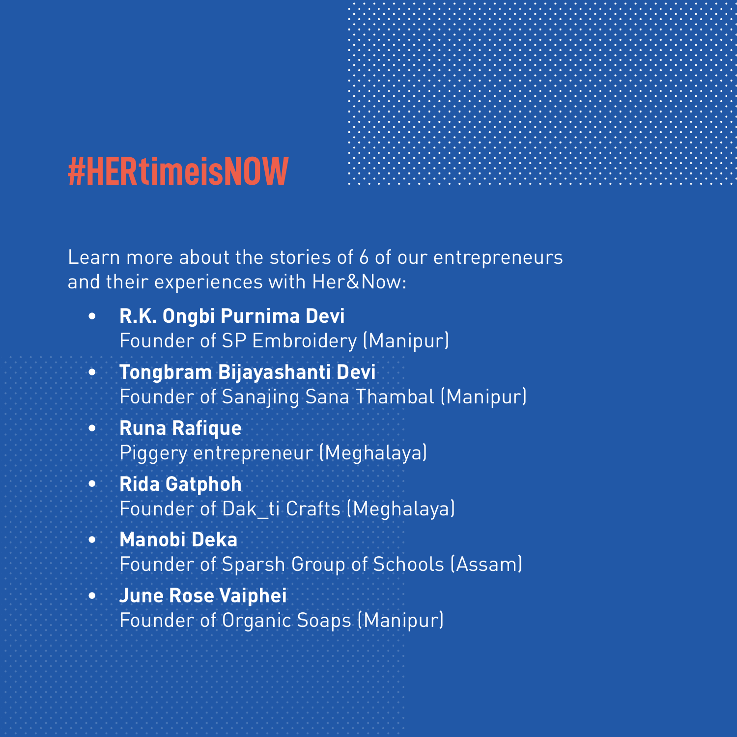# #HERtimeisNOW

Learn more about the stories of 6 of our entrepreneurs and their experiences with Her&Now:

- **R.K. Ongbi Purnima Devi**
  Founder of SP Embroidery (Manipur)
- **Tongbram Bijayashanti Devi**
  Founder of Sanajing Sana Thambal (Manipur)
- **Runa Rafique**
  Piggery entrepreneur (Meghalaya)
- **Rida Gatphoh**
  Founder of Dak_ti Crafts (Meghalaya)
- **Manobi Deka**
  Founder of Sparsh Group of Schools (Assam)
- **June Rose Vaiphei**
  Founder of Organic Soaps (Manipur)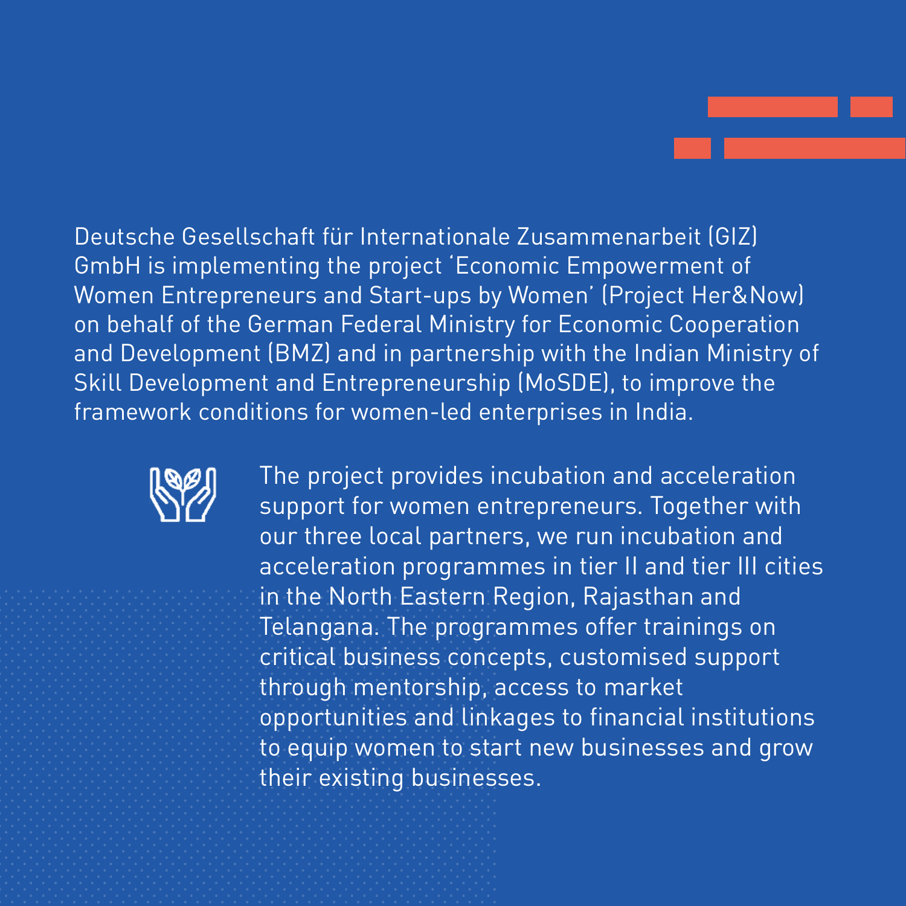Deutsche Gesellschaft für Internationale Zusammenarbeit (GIZ) GmbH is implementing the project 'Economic Empowerment of Women Entrepreneurs and Start-ups by Women' (Project Her&Now) on behalf of the German Federal Ministry for Economic Cooperation and Development (BMZ) and in partnership with the Indian Ministry of Skill Development and Entrepreneurship (MoSDE), to improve the framework conditions for women-led enterprises in India.

The project provides incubation and acceleration support for women entrepreneurs. Together with our three local partners, we run incubation and acceleration programmes in tier II and tier III cities in the North Eastern Region, Rajasthan and Telangana. The programmes offer trainings on critical business concepts, customised support through mentorship, access to market opportunities and linkages to financial institutions to equip women to start new businesses and grow their existing businesses.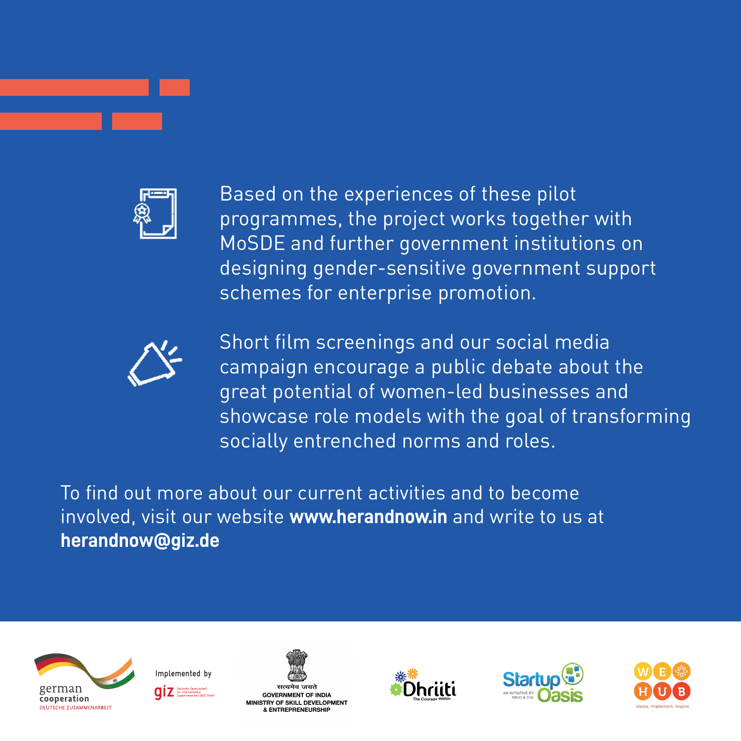Based on the experiences of these pilot programmes, the project works together with MoSDE and further government institutions on designing gender-sensitive government support schemes for enterprise promotion.

Short film screenings and our social media campaign encourage a public debate about the great potential of women-led businesses and showcase role models with the goal of transforming socially entrenched norms and roles.

To find out more about our current activities and to become involved, visit our website **www.herandnow.in** and write to us at **herandnow@giz.de**

german cooperation
DEUTSCHE ZUSAMMENARBEIT

Implemented by
giz Deutsche Gesellschaft für Internationale Zusammenarbeit (GIZ) GmbH

सत्यमेव जयते
GOVERNMENT OF INDIA
MINISTRY OF SKILL DEVELOPMENT & ENTREPRENEURSHIP

Dhriiti
The Courage Within

Startup Oasis
AN INITIATIVE BY RIICO & CIIE

WE HUB
Ideate. Implement. Inspire